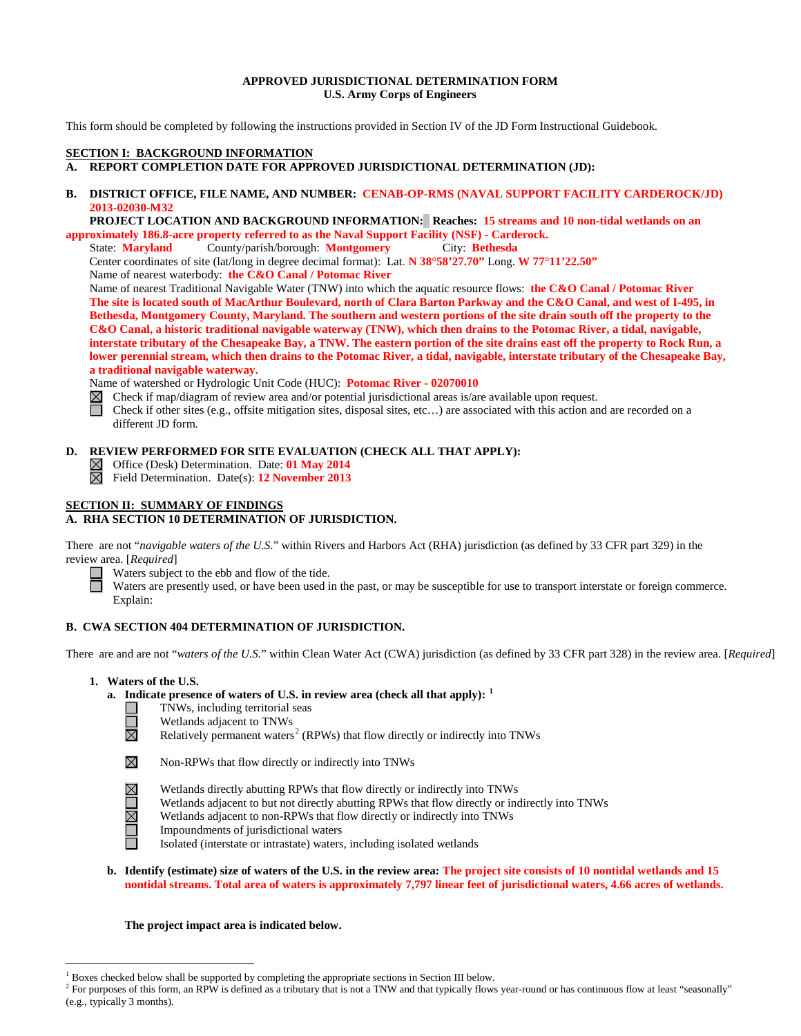**APPROVED JURISDICTIONAL DETERMINATION FORM**
**U.S. Army Corps of Engineers**

This form should be completed by following the instructions provided in Section IV of the JD Form Instructional Guidebook.

## SECTION I: BACKGROUND INFORMATION

**A. REPORT COMPLETION DATE FOR APPROVED JURISDICTIONAL DETERMINATION (JD):**

**B. DISTRICT OFFICE, FILE NAME, AND NUMBER:** **CENAB-OP-RMS (NAVAL SUPPORT FACILITY CARDEROCK/JD) 2013-02030-M32**

**PROJECT LOCATION AND BACKGROUND INFORMATION:** **Reaches: 15 streams and 10 non-tidal wetlands on an approximately 186.8-acre property referred to as the Naval Support Facility (NSF) - Carderock.**

State: **Maryland** County/parish/borough: **Montgomery** City: **Bethesda**

Center coordinates of site (lat/long in degree decimal format): Lat. **N 38°58'27.70"** Long. **W 77°11'22.50"**

Name of nearest waterbody: **the C&O Canal / Potomac River**

Name of nearest Traditional Navigable Water (TNW) into which the aquatic resource flows: **the C&O Canal / Potomac River**

**The site is located south of MacArthur Boulevard, north of Clara Barton Parkway and the C&O Canal, and west of I-495, in Bethesda, Montgomery County, Maryland. The southern and western portions of the site drain south off the property to the C&O Canal, a historic traditional navigable waterway (TNW), which then drains to the Potomac River, a tidal, navigable, interstate tributary of the Chesapeake Bay, a TNW. The eastern portion of the site drains east off the property to Rock Run, a lower perennial stream, which then drains to the Potomac River, a tidal, navigable, interstate tributary of the Chesapeake Bay, a traditional navigable waterway.**

Name of watershed or Hydrologic Unit Code (HUC): **Potomac River - 02070010**

- ☒ Check if map/diagram of review area and/or potential jurisdictional areas is/are available upon request.
- ☐ Check if other sites (e.g., offsite mitigation sites, disposal sites, etc…) are associated with this action and are recorded on a different JD form.

**D. REVIEW PERFORMED FOR SITE EVALUATION (CHECK ALL THAT APPLY):**

- ☒ Office (Desk) Determination. Date: **01 May 2014**
- ☒ Field Determination. Date(s): **12 November 2013**

## SECTION II: SUMMARY OF FINDINGS

**A. RHA SECTION 10 DETERMINATION OF JURISDICTION.**

There are not "*navigable waters of the U.S.*" within Rivers and Harbors Act (RHA) jurisdiction (as defined by 33 CFR part 329) in the review area. [*Required*]

- ☐ Waters subject to the ebb and flow of the tide.
- ☐ Waters are presently used, or have been used in the past, or may be susceptible for use to transport interstate or foreign commerce. Explain:

**B. CWA SECTION 404 DETERMINATION OF JURISDICTION.**

There are and are not "*waters of the U.S.*" within Clean Water Act (CWA) jurisdiction (as defined by 33 CFR part 328) in the review area. [*Required*]

**1. Waters of the U.S.**

**a. Indicate presence of waters of U.S. in review area (check all that apply):** [1]

- ☐ TNWs, including territorial seas
- ☐ Wetlands adjacent to TNWs
- ☒ Relatively permanent waters[2] (RPWs) that flow directly or indirectly into TNWs
- ☒ Non-RPWs that flow directly or indirectly into TNWs
- ☒ Wetlands directly abutting RPWs that flow directly or indirectly into TNWs
- ☐ Wetlands adjacent to but not directly abutting RPWs that flow directly or indirectly into TNWs
- ☒ Wetlands adjacent to non-RPWs that flow directly or indirectly into TNWs
- ☐ Impoundments of jurisdictional waters
- ☐ Isolated (interstate or intrastate) waters, including isolated wetlands

**b. Identify (estimate) size of waters of the U.S. in the review area:** **The project site consists of 10 nontidal wetlands and 15 nontidal streams. Total area of waters is approximately 7,797 linear feet of jurisdictional waters, 4.66 acres of wetlands.**

**The project impact area is indicated below.**

---

[1] Boxes checked below shall be supported by completing the appropriate sections in Section III below.

[2] For purposes of this form, an RPW is defined as a tributary that is not a TNW and that typically flows year-round or has continuous flow at least "seasonally" (e.g., typically 3 months).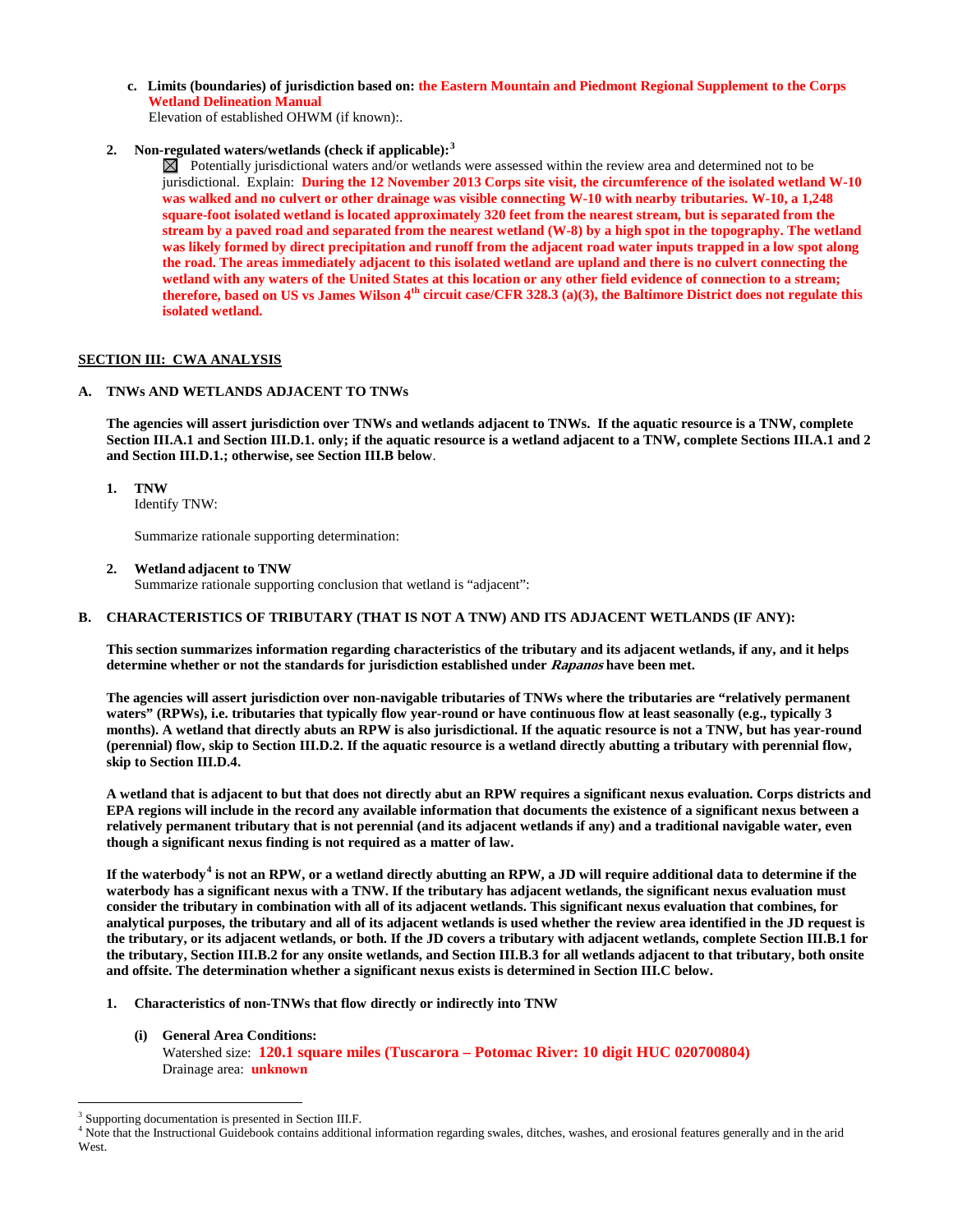**c. Limits (boundaries) of jurisdiction based on:** the Eastern Mountain and Piedmont Regional Supplement to the Corps Wetland Delineation Manual
Elevation of established OHWM (if known):.

**2. Non-regulated waters/wetlands (check if applicable):**[3]

☒ Potentially jurisdictional waters and/or wetlands were assessed within the review area and determined not to be jurisdictional. Explain: **During the 12 November 2013 Corps site visit, the circumference of the isolated wetland W-10 was walked and no culvert or other drainage was visible connecting W-10 with nearby tributaries. W-10, a 1,248 square-foot isolated wetland is located approximately 320 feet from the nearest stream, but is separated from the stream by a paved road and separated from the nearest wetland (W-8) by a high spot in the topography. The wetland was likely formed by direct precipitation and runoff from the adjacent road water inputs trapped in a low spot along the road. The areas immediately adjacent to this isolated wetland are upland and there is no culvert connecting the wetland with any waters of the United States at this location or any other field evidence of connection to a stream; therefore, based on US vs James Wilson 4th circuit case/CFR 328.3 (a)(3), the Baltimore District does not regulate this isolated wetland.**

## SECTION III: CWA ANALYSIS

### A. TNWs AND WETLANDS ADJACENT TO TNWs

**The agencies will assert jurisdiction over TNWs and wetlands adjacent to TNWs. If the aquatic resource is a TNW, complete Section III.A.1 and Section III.D.1. only; if the aquatic resource is a wetland adjacent to a TNW, complete Sections III.A.1 and 2 and Section III.D.1.; otherwise, see Section III.B below.**

**1. TNW**
Identify TNW:

Summarize rationale supporting determination:

**2. Wetland adjacent to TNW**
Summarize rationale supporting conclusion that wetland is "adjacent":

### B. CHARACTERISTICS OF TRIBUTARY (THAT IS NOT A TNW) AND ITS ADJACENT WETLANDS (IF ANY):

**This section summarizes information regarding characteristics of the tributary and its adjacent wetlands, if any, and it helps determine whether or not the standards for jurisdiction established under *Rapanos* have been met.**

**The agencies will assert jurisdiction over non-navigable tributaries of TNWs where the tributaries are "relatively permanent waters" (RPWs), i.e. tributaries that typically flow year-round or have continuous flow at least seasonally (e.g., typically 3 months). A wetland that directly abuts an RPW is also jurisdictional. If the aquatic resource is not a TNW, but has year-round (perennial) flow, skip to Section III.D.2. If the aquatic resource is a wetland directly abutting a tributary with perennial flow, skip to Section III.D.4.**

**A wetland that is adjacent to but that does not directly abut an RPW requires a significant nexus evaluation. Corps districts and EPA regions will include in the record any available information that documents the existence of a significant nexus between a relatively permanent tributary that is not perennial (and its adjacent wetlands if any) and a traditional navigable water, even though a significant nexus finding is not required as a matter of law.**

**If the waterbody[4] is not an RPW, or a wetland directly abutting an RPW, a JD will require additional data to determine if the waterbody has a significant nexus with a TNW. If the tributary has adjacent wetlands, the significant nexus evaluation must consider the tributary in combination with all of its adjacent wetlands. This significant nexus evaluation that combines, for analytical purposes, the tributary and all of its adjacent wetlands is used whether the review area identified in the JD request is the tributary, or its adjacent wetlands, or both. If the JD covers a tributary with adjacent wetlands, complete Section III.B.1 for the tributary, Section III.B.2 for any onsite wetlands, and Section III.B.3 for all wetlands adjacent to that tributary, both onsite and offsite. The determination whether a significant nexus exists is determined in Section III.C below.**

**1. Characteristics of non-TNWs that flow directly or indirectly into TNW**

**(i) General Area Conditions:**
Watershed size: **120.1 square miles (Tuscarora – Potomac River: 10 digit HUC 020700804)**
Drainage area: **unknown**

---

[3] Supporting documentation is presented in Section III.F.
[4] Note that the Instructional Guidebook contains additional information regarding swales, ditches, washes, and erosional features generally and in the arid West.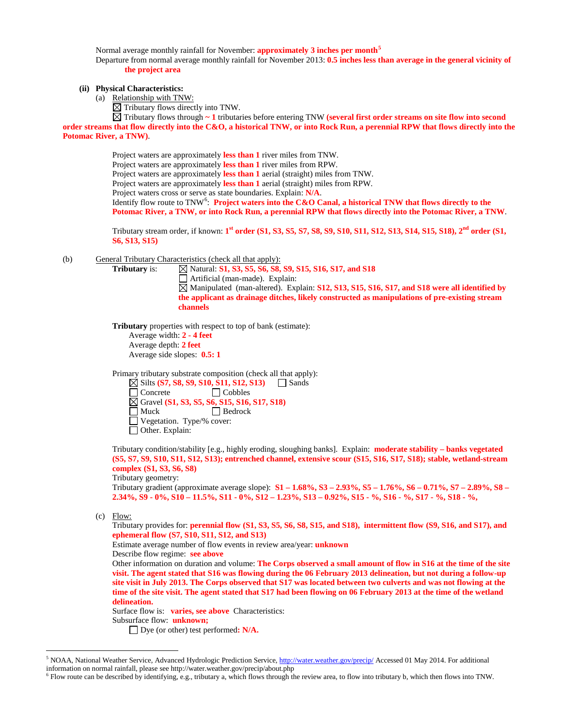Normal average monthly rainfall for November: **approximately 3 inches per month**[5]
Departure from normal average monthly rainfall for November 2013: **0.5 inches less than average in the general vicinity of the project area**

**(ii) Physical Characteristics:**

(a) Relationship with TNW:

☒ Tributary flows directly into TNW.
☒ Tributary flows through **~ 1** tributaries before entering TNW **(several first order streams on site flow into second order streams that flow directly into the C&O, a historical TNW, or into Rock Run, a perennial RPW that flows directly into the Potomac River, a TNW)**.

Project waters are approximately **less than 1** river miles from TNW.
Project waters are approximately **less than 1** river miles from RPW.
Project waters are approximately **less than 1** aerial (straight) miles from TNW.
Project waters are approximately **less than 1** aerial (straight) miles from RPW.
Project waters cross or serve as state boundaries. Explain: **N/A**.
Identify flow route to TNW[6]: **Project waters into the C&O Canal, a historical TNW that flows directly to the Potomac River, a TNW, or into Rock Run, a perennial RPW that flows directly into the Potomac River, a TNW**.

Tributary stream order, if known: **1st order (S1, S3, S5, S7, S8, S9, S10, S11, S12, S13, S14, S15, S18), 2nd order (S1, S6, S13, S15)**

(b) General Tributary Characteristics (check all that apply):

**Tributary** is:
☒ Natural: **S1, S3, S5, S6, S8, S9, S15, S16, S17, and S18**
☐ Artificial (man-made). Explain:
☒ Manipulated (man-altered). Explain: **S12, S13, S15, S16, S17, and S18 were all identified by the applicant as drainage ditches, likely constructed as manipulations of pre-existing stream channels**

**Tributary** properties with respect to top of bank (estimate):
Average width: **2 - 4 feet**
Average depth: **2 feet**
Average side slopes: **0.5: 1**

Primary tributary substrate composition (check all that apply):
☒ Silts **(S7, S8, S9, S10, S11, S12, S13)** ☐ Sands
☐ Concrete ☐ Cobbles
☒ Gravel **(S1, S3, S5, S6, S15, S16, S17, S18)**
☐ Muck ☐ Bedrock
☐ Vegetation. Type/% cover:
☐ Other. Explain:

Tributary condition/stability [e.g., highly eroding, sloughing banks]. Explain: **moderate stability – banks vegetated (S5, S7, S9, S10, S11, S12, S13); entrenched channel, extensive scour (S15, S16, S17, S18); stable, wetland-stream complex (S1, S3, S6, S8)**
Tributary geometry:
Tributary gradient (approximate average slope): **S1 – 1.68%, S3 – 2.93%, S5 – 1.76%, S6 – 0.71%, S7 – 2.89%, S8 – 2.34%, S9 - 0%, S10 – 11.5%, S11 - 0%, S12 – 1.23%, S13 – 0.92%, S15 - %, S16 - %, S17 - %, S18 - %,**

(c) Flow:
Tributary provides for: **perennial flow (S1, S3, S5, S6, S8, S15, and S18), intermittent flow (S9, S16, and S17), and ephemeral flow (S7, S10, S11, S12, and S13)**
Estimate average number of flow events in review area/year: **unknown**
Describe flow regime: **see above**
Other information on duration and volume: **The Corps observed a small amount of flow in S16 at the time of the site visit. The agent stated that S16 was flowing during the 06 February 2013 delineation, but not during a follow-up site visit in July 2013. The Corps observed that S17 was located between two culverts and was not flowing at the time of the site visit. The agent stated that S17 had been flowing on 06 February 2013 at the time of the wetland delineation.**
Surface flow is: **varies, see above** Characteristics:
Subsurface flow: **unknown;**
☐ Dye (or other) test performed: **N/A.**

---

[5] NOAA, National Weather Service, Advanced Hydrologic Prediction Service, http://water.weather.gov/precip/ Accessed 01 May 2014. For additional information on normal rainfall, please see http://water.weather.gov/precip/about.php

[6] Flow route can be described by identifying, e.g., tributary a, which flows through the review area, to flow into tributary b, which then flows into TNW.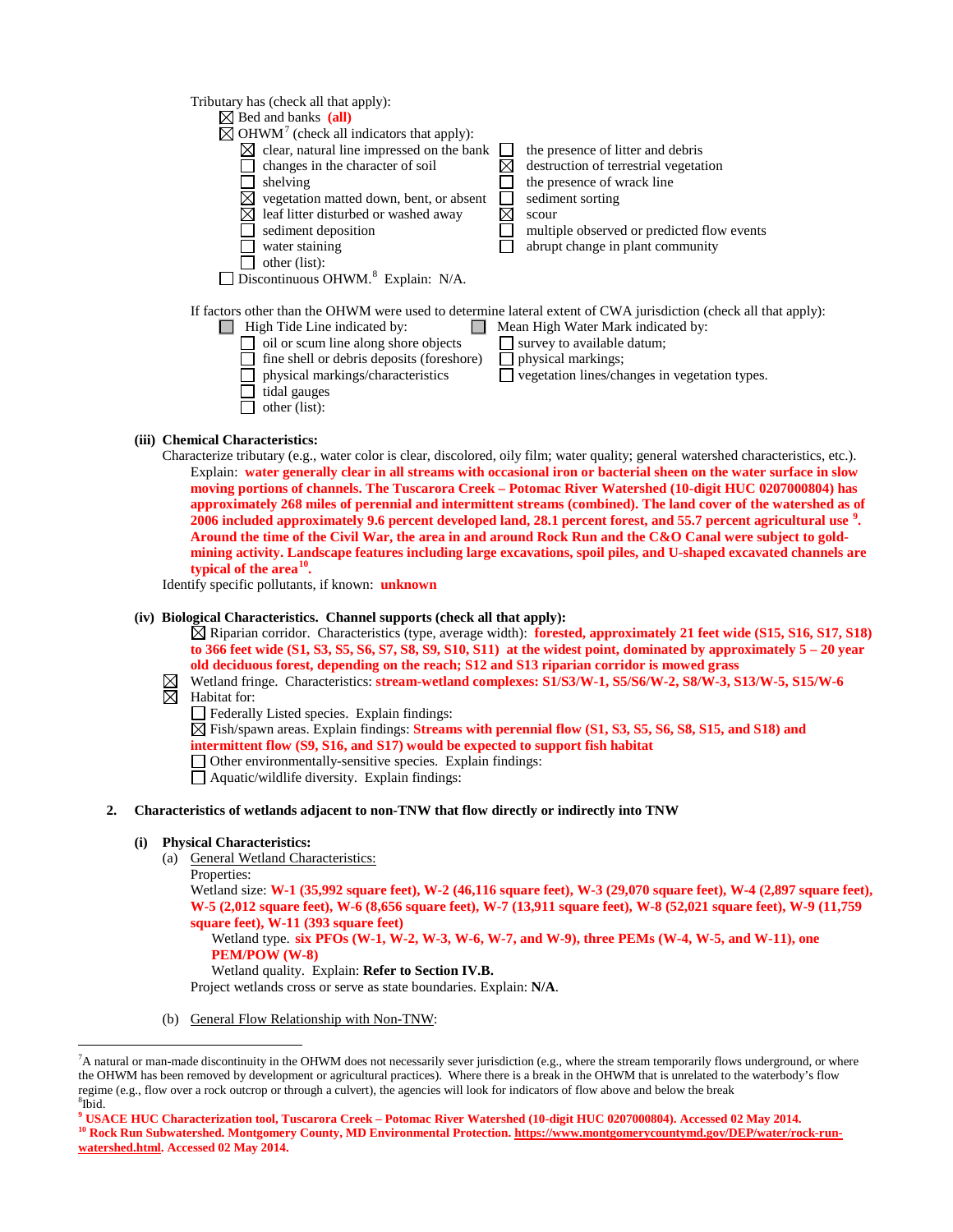Tributary has (check all that apply):

☒ Bed and banks **(all)**

☒ OHWM[7] (check all indicators that apply):

| | |
|---|---|
| ☒ clear, natural line impressed on the bank | ☐ the presence of litter and debris |
| ☐ changes in the character of soil | ☒ destruction of terrestrial vegetation |
| ☐ shelving | ☐ the presence of wrack line |
| ☒ vegetation matted down, bent, or absent | ☐ sediment sorting |
| ☒ leaf litter disturbed or washed away | ☒ scour |
| ☐ sediment deposition | ☐ multiple observed or predicted flow events |
| ☐ water staining | ☐ abrupt change in plant community |
| ☐ other (list): | |

☐ Discontinuous OHWM.[8] Explain: N/A.

If factors other than the OHWM were used to determine lateral extent of CWA jurisdiction (check all that apply):

| | |
|---|---|
| ☐ High Tide Line indicated by: | ☐ Mean High Water Mark indicated by: |
| ☐ oil or scum line along shore objects | ☐ survey to available datum; |
| ☐ fine shell or debris deposits (foreshore) | ☐ physical markings; |
| ☐ physical markings/characteristics | ☐ vegetation lines/changes in vegetation types. |
| ☐ tidal gauges | |
| ☐ other (list): | |

**(iii) Chemical Characteristics:**

Characterize tributary (e.g., water color is clear, discolored, oily film; water quality; general watershed characteristics, etc.).

Explain: **water generally clear in all streams with occasional iron or bacterial sheen on the water surface in slow moving portions of channels. The Tuscarora Creek – Potomac River Watershed (10-digit HUC 0207000804) has approximately 268 miles of perennial and intermittent streams (combined). The land cover of the watershed as of 2006 included approximately 9.6 percent developed land, 28.1 percent forest, and 55.7 percent agricultural use [9]. Around the time of the Civil War, the area in and around Rock Run and the C&O Canal were subject to gold-mining activity. Landscape features including large excavations, spoil piles, and U-shaped excavated channels are typical of the area[10].**

Identify specific pollutants, if known: **unknown**

**(iv) Biological Characteristics. Channel supports (check all that apply):**

☒ Riparian corridor. Characteristics (type, average width): **forested, approximately 21 feet wide (S15, S16, S17, S18) to 366 feet wide (S1, S3, S5, S6, S7, S8, S9, S10, S11) at the widest point, dominated by approximately 5 – 20 year old deciduous forest, depending on the reach; S12 and S13 riparian corridor is mowed grass**

☒ Wetland fringe. Characteristics: **stream-wetland complexes: S1/S3/W-1, S5/S6/W-2, S8/W-3, S13/W-5, S15/W-6**

☒ Habitat for:

☐ Federally Listed species. Explain findings:

☒ Fish/spawn areas. Explain findings: **Streams with perennial flow (S1, S3, S5, S6, S8, S15, and S18) and intermittent flow (S9, S16, and S17) would be expected to support fish habitat**

☐ Other environmentally-sensitive species. Explain findings:

☐ Aquatic/wildlife diversity. Explain findings:

**2. Characteristics of wetlands adjacent to non-TNW that flow directly or indirectly into TNW**

**(i) Physical Characteristics:**

(a) General Wetland Characteristics:

Properties:

Wetland size: **W-1 (35,992 square feet), W-2 (46,116 square feet), W-3 (29,070 square feet), W-4 (2,897 square feet), W-5 (2,012 square feet), W-6 (8,656 square feet), W-7 (13,911 square feet), W-8 (52,021 square feet), W-9 (11,759 square feet), W-11 (393 square feet)**

Wetland type. **six PFOs (W-1, W-2, W-3, W-6, W-7, and W-9), three PEMs (W-4, W-5, and W-11), one PEM/POW (W-8)**

Wetland quality. Explain: **Refer to Section IV.B.**

Project wetlands cross or serve as state boundaries. Explain: **N/A**.

(b) General Flow Relationship with Non-TNW:

---

[7] A natural or man-made discontinuity in the OHWM does not necessarily sever jurisdiction (e.g., where the stream temporarily flows underground, or where the OHWM has been removed by development or agricultural practices). Where there is a break in the OHWM that is unrelated to the waterbody's flow regime (e.g., flow over a rock outcrop or through a culvert), the agencies will look for indicators of flow above and below the break

[8] Ibid.

[9] **USACE HUC Characterization tool, Tuscarora Creek – Potomac River Watershed (10-digit HUC 0207000804). Accessed 02 May 2014.**

[10] **Rock Run Subwatershed. Montgomery County, MD Environmental Protection. https://www.montgomerycountymd.gov/DEP/water/rock-run-watershed.html. Accessed 02 May 2014.**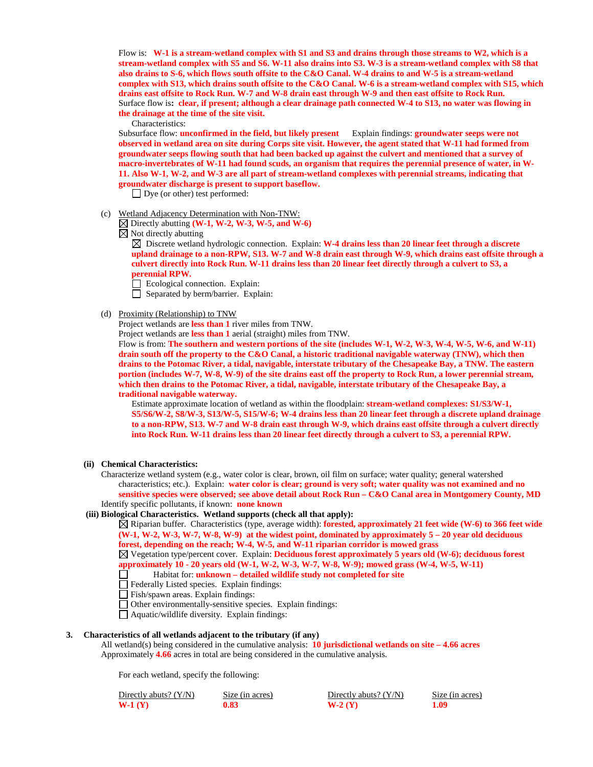Flow is: **W-1 is a stream-wetland complex with S1 and S3 and drains through those streams to W2, which is a stream-wetland complex with S5 and S6. W-11 also drains into S3. W-3 is a stream-wetland complex with S8 that also drains to S-6, which flows south offsite to the C&O Canal. W-4 drains to and W-5 is a stream-wetland complex with S13, which drains south offsite to the C&O Canal. W-6 is a stream-wetland complex with S15, which drains east offsite to Rock Run. W-7 and W-8 drain east through W-9 and then east offsite to Rock Run.**
Surface flow is: **clear, if present; although a clear drainage path connected W-4 to S13, no water was flowing in the drainage at the time of the site visit.**

Characteristics:

Subsurface flow: **unconfirmed in the field, but likely present** Explain findings: **groundwater seeps were not observed in wetland area on site during Corps site visit. However, the agent stated that W-11 had formed from groundwater seeps flowing south that had been backed up against the culvert and mentioned that a survey of macro-invertebrates of W-11 had found scuds, an organism that requires the perennial presence of water, in W-11. Also W-1, W-2, and W-3 are all part of stream-wetland complexes with perennial streams, indicating that groundwater discharge is present to support baseflow.**

☐ Dye (or other) test performed:

(c) Wetland Adjacency Determination with Non-TNW:

☒ Directly abutting **(W-1, W-2, W-3, W-5, and W-6)**

☒ Not directly abutting

☒ Discrete wetland hydrologic connection. Explain: **W-4 drains less than 20 linear feet through a discrete upland drainage to a non-RPW, S13. W-7 and W-8 drain east through W-9, which drains east offsite through a culvert directly into Rock Run. W-11 drains less than 20 linear feet directly through a culvert to S3, a perennial RPW.**

☐ Ecological connection. Explain:

☐ Separated by berm/barrier. Explain:

(d) Proximity (Relationship) to TNW

Project wetlands are **less than 1** river miles from TNW.
Project wetlands are **less than 1** aerial (straight) miles from TNW.
Flow is from: **The southern and western portions of the site (includes W-1, W-2, W-3, W-4, W-5, W-6, and W-11) drain south off the property to the C&O Canal, a historic traditional navigable waterway (TNW), which then drains to the Potomac River, a tidal, navigable, interstate tributary of the Chesapeake Bay, a TNW. The eastern portion (includes W-7, W-8, W-9) of the site drains east off the property to Rock Run, a lower perennial stream, which then drains to the Potomac River, a tidal, navigable, interstate tributary of the Chesapeake Bay, a traditional navigable waterway.**

Estimate approximate location of wetland as within the floodplain: **stream-wetland complexes: S1/S3/W-1, S5/S6/W-2, S8/W-3, S13/W-5, S15/W-6; W-4 drains less than 20 linear feet through a discrete upland drainage to a non-RPW, S13. W-7 and W-8 drain east through W-9, which drains east offsite through a culvert directly into Rock Run. W-11 drains less than 20 linear feet directly through a culvert to S3, a perennial RPW.**

**(ii) Chemical Characteristics:**

Characterize wetland system (e.g., water color is clear, brown, oil film on surface; water quality; general watershed characteristics; etc.). Explain: **water color is clear; ground is very soft; water quality was not examined and no sensitive species were observed; see above detail about Rock Run – C&O Canal area in Montgomery County, MD**
Identify specific pollutants, if known: **none known**

**(iii) Biological Characteristics. Wetland supports (check all that apply):**

☒ Riparian buffer. Characteristics (type, average width): **forested, approximately 21 feet wide (W-6) to 366 feet wide (W-1, W-2, W-3, W-7, W-8, W-9) at the widest point, dominated by approximately 5 – 20 year old deciduous forest, depending on the reach; W-4, W-5, and W-11 riparian corridor is mowed grass**

☒ Vegetation type/percent cover. Explain: **Deciduous forest approximately 5 years old (W-6); deciduous forest approximately 10 - 20 years old (W-1, W-2, W-3, W-7, W-8, W-9); mowed grass (W-4, W-5, W-11)**

☐ Habitat for: **unknown – detailed wildlife study not completed for site**

☐ Federally Listed species. Explain findings:

☐ Fish/spawn areas. Explain findings:

☐ Other environmentally-sensitive species. Explain findings:

☐ Aquatic/wildlife diversity. Explain findings:

**3. Characteristics of all wetlands adjacent to the tributary (if any)**

All wetland(s) being considered in the cumulative analysis: **10 jurisdictional wetlands on site – 4.66 acres**
Approximately **4.66** acres in total are being considered in the cumulative analysis.

For each wetland, specify the following:

| Directly abuts? (Y/N) | Size (in acres) | Directly abuts? (Y/N) | Size (in acres) |
|---|---|---|---|
| **W-1 (Y)** | **0.83** | **W-2 (Y)** | **1.09** |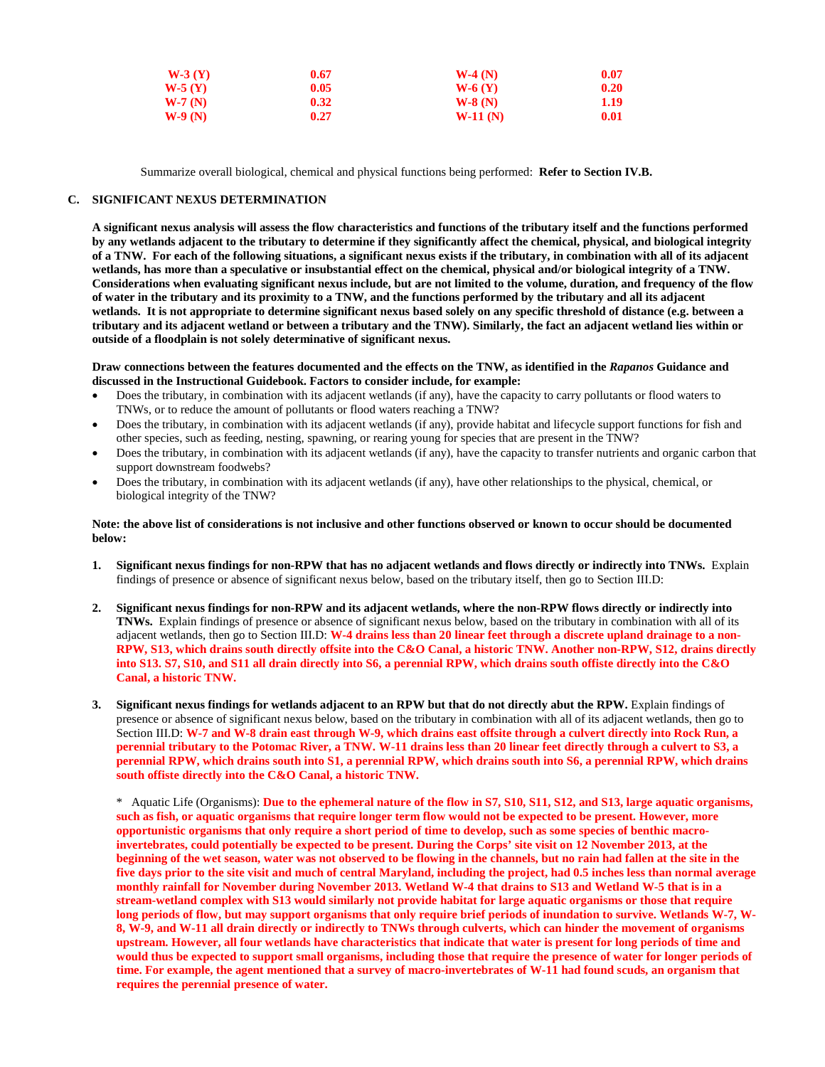| | | | |
|---|---|---|---|
| **W-3 (Y)** | **0.67** | **W-4 (N)** | **0.07** |
| **W-5 (Y)** | **0.05** | **W-6 (Y)** | **0.20** |
| **W-7 (N)** | **0.32** | **W-8 (N)** | **1.19** |
| **W-9 (N)** | **0.27** | **W-11 (N)** | **0.01** |

Summarize overall biological, chemical and physical functions being performed: **Refer to Section IV.B.**

## C. SIGNIFICANT NEXUS DETERMINATION

**A significant nexus analysis will assess the flow characteristics and functions of the tributary itself and the functions performed by any wetlands adjacent to the tributary to determine if they significantly affect the chemical, physical, and biological integrity of a TNW. For each of the following situations, a significant nexus exists if the tributary, in combination with all of its adjacent wetlands, has more than a speculative or insubstantial effect on the chemical, physical and/or biological integrity of a TNW. Considerations when evaluating significant nexus include, but are not limited to the volume, duration, and frequency of the flow of water in the tributary and its proximity to a TNW, and the functions performed by the tributary and all its adjacent wetlands. It is not appropriate to determine significant nexus based solely on any specific threshold of distance (e.g. between a tributary and its adjacent wetland or between a tributary and the TNW). Similarly, the fact an adjacent wetland lies within or outside of a floodplain is not solely determinative of significant nexus.**

**Draw connections between the features documented and the effects on the TNW, as identified in the *Rapanos* Guidance and discussed in the Instructional Guidebook. Factors to consider include, for example:**

- Does the tributary, in combination with its adjacent wetlands (if any), have the capacity to carry pollutants or flood waters to TNWs, or to reduce the amount of pollutants or flood waters reaching a TNW?
- Does the tributary, in combination with its adjacent wetlands (if any), provide habitat and lifecycle support functions for fish and other species, such as feeding, nesting, spawning, or rearing young for species that are present in the TNW?
- Does the tributary, in combination with its adjacent wetlands (if any), have the capacity to transfer nutrients and organic carbon that support downstream foodwebs?
- Does the tributary, in combination with its adjacent wetlands (if any), have other relationships to the physical, chemical, or biological integrity of the TNW?

**Note: the above list of considerations is not inclusive and other functions observed or known to occur should be documented below:**

1. **Significant nexus findings for non-RPW that has no adjacent wetlands and flows directly or indirectly into TNWs.** Explain findings of presence or absence of significant nexus below, based on the tributary itself, then go to Section III.D:

2. **Significant nexus findings for non-RPW and its adjacent wetlands, where the non-RPW flows directly or indirectly into TNWs.** Explain findings of presence or absence of significant nexus below, based on the tributary in combination with all of its adjacent wetlands, then go to Section III.D: **W-4 drains less than 20 linear feet through a discrete upland drainage to a non-RPW, S13, which drains south directly offsite into the C&O Canal, a historic TNW. Another non-RPW, S12, drains directly into S13. S7, S10, and S11 all drain directly into S6, a perennial RPW, which drains south offiste directly into the C&O Canal, a historic TNW.**

3. **Significant nexus findings for wetlands adjacent to an RPW but that do not directly abut the RPW.** Explain findings of presence or absence of significant nexus below, based on the tributary in combination with all of its adjacent wetlands, then go to Section III.D: **W-7 and W-8 drain east through W-9, which drains east offsite through a culvert directly into Rock Run, a perennial tributary to the Potomac River, a TNW. W-11 drains less than 20 linear feet directly through a culvert to S3, a perennial RPW, which drains south into S1, a perennial RPW, which drains south into S6, a perennial RPW, which drains south offiste directly into the C&O Canal, a historic TNW.**

   \* Aquatic Life (Organisms): **Due to the ephemeral nature of the flow in S7, S10, S11, S12, and S13, large aquatic organisms, such as fish, or aquatic organisms that require longer term flow would not be expected to be present. However, more opportunistic organisms that only require a short period of time to develop, such as some species of benthic macro-invertebrates, could potentially be expected to be present. During the Corps' site visit on 12 November 2013, at the beginning of the wet season, water was not observed to be flowing in the channels, but no rain had fallen at the site in the five days prior to the site visit and much of central Maryland, including the project, had 0.5 inches less than normal average monthly rainfall for November during November 2013. Wetland W-4 that drains to S13 and Wetland W-5 that is in a stream-wetland complex with S13 would similarly not provide habitat for large aquatic organisms or those that require long periods of flow, but may support organisms that only require brief periods of inundation to survive. Wetlands W-7, W-8, W-9, and W-11 all drain directly or indirectly to TNWs through culverts, which can hinder the movement of organisms upstream. However, all four wetlands have characteristics that indicate that water is present for long periods of time and would thus be expected to support small organisms, including those that require the presence of water for longer periods of time. For example, the agent mentioned that a survey of macro-invertebrates of W-11 had found scuds, an organism that requires the perennial presence of water.**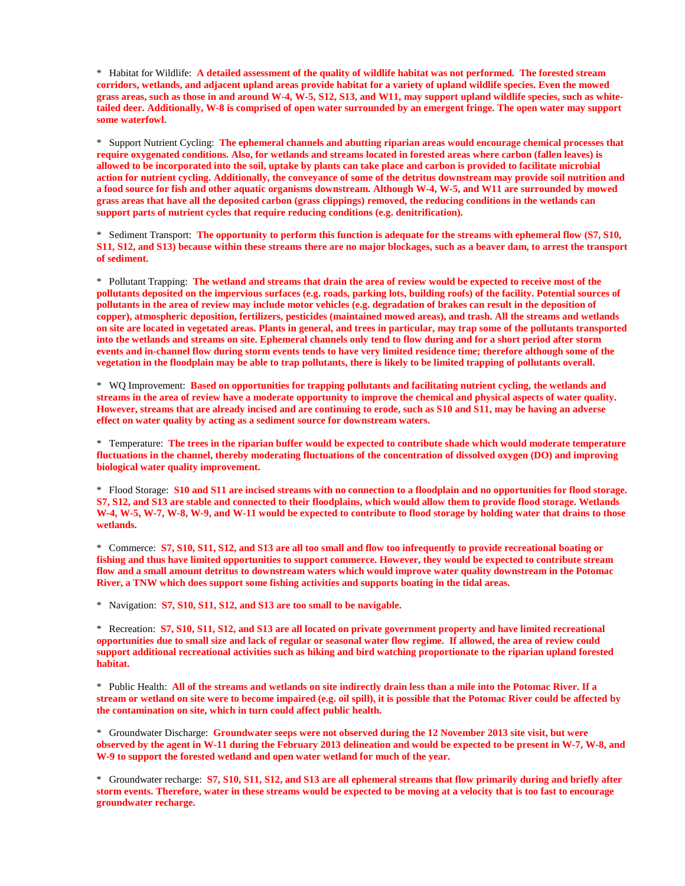* Habitat for Wildlife: **A detailed assessment of the quality of wildlife habitat was not performed. The forested stream corridors, wetlands, and adjacent upland areas provide habitat for a variety of upland wildlife species. Even the mowed grass areas, such as those in and around W-4, W-5, S12, S13, and W11, may support upland wildlife species, such as white-tailed deer. Additionally, W-8 is comprised of open water surrounded by an emergent fringe. The open water may support some waterfowl.**

* Support Nutrient Cycling: **The ephemeral channels and abutting riparian areas would encourage chemical processes that require oxygenated conditions. Also, for wetlands and streams located in forested areas where carbon (fallen leaves) is allowed to be incorporated into the soil, uptake by plants can take place and carbon is provided to facilitate microbial action for nutrient cycling. Additionally, the conveyance of some of the detritus downstream may provide soil nutrition and a food source for fish and other aquatic organisms downstream. Although W-4, W-5, and W11 are surrounded by mowed grass areas that have all the deposited carbon (grass clippings) removed, the reducing conditions in the wetlands can support parts of nutrient cycles that require reducing conditions (e.g. denitrification).**

* Sediment Transport: **The opportunity to perform this function is adequate for the streams with ephemeral flow (S7, S10, S11, S12, and S13) because within these streams there are no major blockages, such as a beaver dam, to arrest the transport of sediment.**

* Pollutant Trapping: **The wetland and streams that drain the area of review would be expected to receive most of the pollutants deposited on the impervious surfaces (e.g. roads, parking lots, building roofs) of the facility. Potential sources of pollutants in the area of review may include motor vehicles (e.g. degradation of brakes can result in the deposition of copper), atmospheric deposition, fertilizers, pesticides (maintained mowed areas), and trash. All the streams and wetlands on site are located in vegetated areas. Plants in general, and trees in particular, may trap some of the pollutants transported into the wetlands and streams on site. Ephemeral channels only tend to flow during and for a short period after storm events and in-channel flow during storm events tends to have very limited residence time; therefore although some of the vegetation in the floodplain may be able to trap pollutants, there is likely to be limited trapping of pollutants overall.**

* WQ Improvement: **Based on opportunities for trapping pollutants and facilitating nutrient cycling, the wetlands and streams in the area of review have a moderate opportunity to improve the chemical and physical aspects of water quality. However, streams that are already incised and are continuing to erode, such as S10 and S11, may be having an adverse effect on water quality by acting as a sediment source for downstream waters.**

* Temperature: **The trees in the riparian buffer would be expected to contribute shade which would moderate temperature fluctuations in the channel, thereby moderating fluctuations of the concentration of dissolved oxygen (DO) and improving biological water quality improvement.**

* Flood Storage: **S10 and S11 are incised streams with no connection to a floodplain and no opportunities for flood storage. S7, S12, and S13 are stable and connected to their floodplains, which would allow them to provide flood storage. Wetlands W-4, W-5, W-7, W-8, W-9, and W-11 would be expected to contribute to flood storage by holding water that drains to those wetlands.**

* Commerce: **S7, S10, S11, S12, and S13 are all too small and flow too infrequently to provide recreational boating or fishing and thus have limited opportunities to support commerce. However, they would be expected to contribute stream flow and a small amount detritus to downstream waters which would improve water quality downstream in the Potomac River, a TNW which does support some fishing activities and supports boating in the tidal areas.**

* Navigation: **S7, S10, S11, S12, and S13 are too small to be navigable.**

* Recreation: **S7, S10, S11, S12, and S13 are all located on private government property and have limited recreational opportunities due to small size and lack of regular or seasonal water flow regime. If allowed, the area of review could support additional recreational activities such as hiking and bird watching proportionate to the riparian upland forested habitat.**

* Public Health: **All of the streams and wetlands on site indirectly drain less than a mile into the Potomac River. If a stream or wetland on site were to become impaired (e.g. oil spill), it is possible that the Potomac River could be affected by the contamination on site, which in turn could affect public health.**

* Groundwater Discharge: **Groundwater seeps were not observed during the 12 November 2013 site visit, but were observed by the agent in W-11 during the February 2013 delineation and would be expected to be present in W-7, W-8, and W-9 to support the forested wetland and open water wetland for much of the year.**

* Groundwater recharge: **S7, S10, S11, S12, and S13 are all ephemeral streams that flow primarily during and briefly after storm events. Therefore, water in these streams would be expected to be moving at a velocity that is too fast to encourage groundwater recharge.**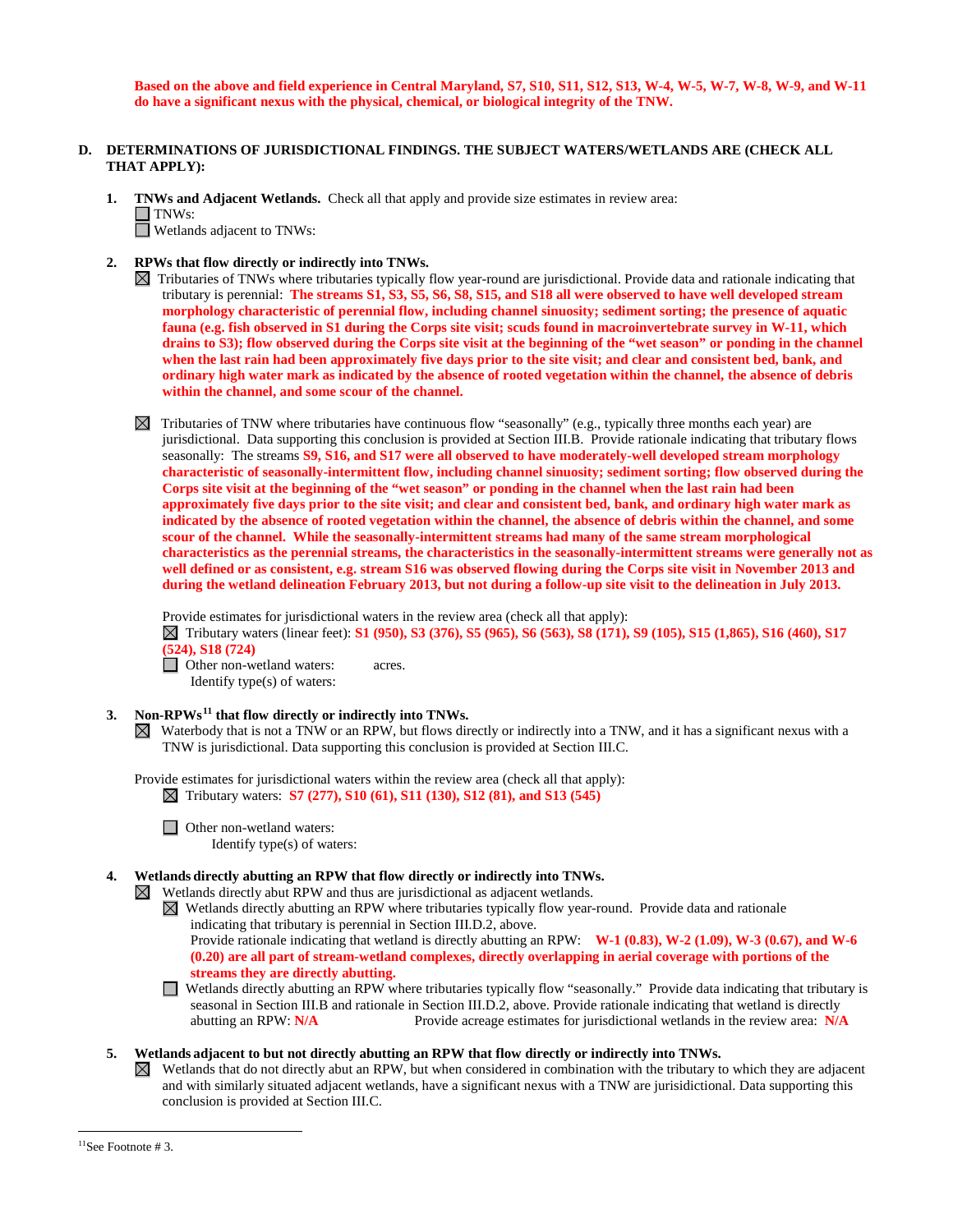**Based on the above and field experience in Central Maryland, S7, S10, S11, S12, S13, W-4, W-5, W-7, W-8, W-9, and W-11 do have a significant nexus with the physical, chemical, or biological integrity of the TNW.**

**D. DETERMINATIONS OF JURISDICTIONAL FINDINGS. THE SUBJECT WATERS/WETLANDS ARE (CHECK ALL THAT APPLY):**

1. **TNWs and Adjacent Wetlands.** Check all that apply and provide size estimates in review area:
   - ☐ TNWs:
   - ☐ Wetlands adjacent to TNWs:

2. **RPWs that flow directly or indirectly into TNWs.**
   - ☒ Tributaries of TNWs where tributaries typically flow year-round are jurisdictional. Provide data and rationale indicating that tributary is perennial: **The streams S1, S3, S5, S6, S8, S15, and S18 all were observed to have well developed stream morphology characteristic of perennial flow, including channel sinuosity; sediment sorting; the presence of aquatic fauna (e.g. fish observed in S1 during the Corps site visit; scuds found in macroinvertebrate survey in W-11, which drains to S3); flow observed during the Corps site visit at the beginning of the "wet season" or ponding in the channel when the last rain had been approximately five days prior to the site visit; and clear and consistent bed, bank, and ordinary high water mark as indicated by the absence of rooted vegetation within the channel, the absence of debris within the channel, and some scour of the channel.**

   - ☒ Tributaries of TNW where tributaries have continuous flow "seasonally" (e.g., typically three months each year) are jurisdictional. Data supporting this conclusion is provided at Section III.B. Provide rationale indicating that tributary flows seasonally: The streams **S9, S16, and S17 were all observed to have moderately-well developed stream morphology characteristic of seasonally-intermittent flow, including channel sinuosity; sediment sorting; flow observed during the Corps site visit at the beginning of the "wet season" or ponding in the channel when the last rain had been approximately five days prior to the site visit; and clear and consistent bed, bank, and ordinary high water mark as indicated by the absence of rooted vegetation within the channel, the absence of debris within the channel, and some scour of the channel. While the seasonally-intermittent streams had many of the same stream morphological characteristics as the perennial streams, the characteristics in the seasonally-intermittent streams were generally not as well defined or as consistent, e.g. stream S16 was observed flowing during the Corps site visit in November 2013 and during the wetland delineation February 2013, but not during a follow-up site visit to the delineation in July 2013.**

   Provide estimates for jurisdictional waters in the review area (check all that apply):
   - ☒ Tributary waters (linear feet): **S1 (950), S3 (376), S5 (965), S6 (563), S8 (171), S9 (105), S15 (1,865), S16 (460), S17 (524), S18 (724)**
   - ☐ Other non-wetland waters: acres.
     Identify type(s) of waters:

3. **Non-RPWs[11] that flow directly or indirectly into TNWs.**
   - ☒ Waterbody that is not a TNW or an RPW, but flows directly or indirectly into a TNW, and it has a significant nexus with a TNW is jurisdictional. Data supporting this conclusion is provided at Section III.C.

   Provide estimates for jurisdictional waters within the review area (check all that apply):
   - ☒ Tributary waters: **S7 (277), S10 (61), S11 (130), S12 (81), and S13 (545)**
   - ☐ Other non-wetland waters:
     Identify type(s) of waters:

4. **Wetlands directly abutting an RPW that flow directly or indirectly into TNWs.**
   - ☒ Wetlands directly abut RPW and thus are jurisdictional as adjacent wetlands.
     - ☒ Wetlands directly abutting an RPW where tributaries typically flow year-round. Provide data and rationale indicating that tributary is perennial in Section III.D.2, above.
       Provide rationale indicating that wetland is directly abutting an RPW: **W-1 (0.83), W-2 (1.09), W-3 (0.67), and W-6 (0.20) are all part of stream-wetland complexes, directly overlapping in aerial coverage with portions of the streams they are directly abutting.**
     - ☐ Wetlands directly abutting an RPW where tributaries typically flow "seasonally." Provide data indicating that tributary is seasonal in Section III.B and rationale in Section III.D.2, above. Provide rationale indicating that wetland is directly abutting an RPW: **N/A** Provide acreage estimates for jurisdictional wetlands in the review area: **N/A**

5. **Wetlands adjacent to but not directly abutting an RPW that flow directly or indirectly into TNWs.**
   - ☒ Wetlands that do not directly abut an RPW, but when considered in combination with the tributary to which they are adjacent and with similarly situated adjacent wetlands, have a significant nexus with a TNW are jurisidictional. Data supporting this conclusion is provided at Section III.C.

---

[11]See Footnote # 3.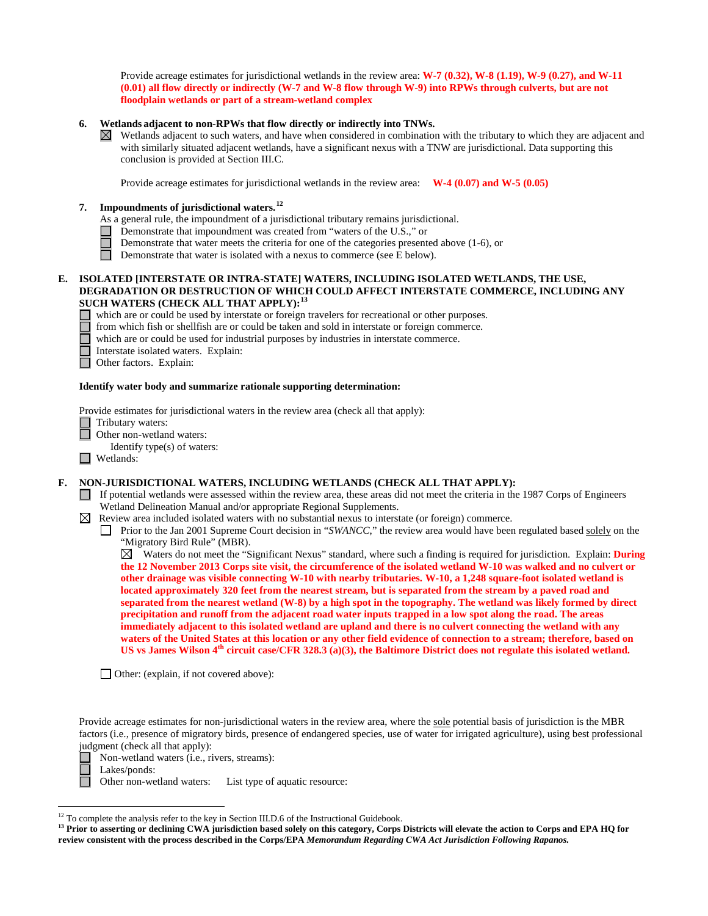Provide acreage estimates for jurisdictional wetlands in the review area: **W-7 (0.32), W-8 (1.19), W-9 (0.27), and W-11 (0.01) all flow directly or indirectly (W-7 and W-8 flow through W-9) into RPWs through culverts, but are not floodplain wetlands or part of a stream-wetland complex**

**6. Wetlands adjacent to non-RPWs that flow directly or indirectly into TNWs.**

☒ Wetlands adjacent to such waters, and have when considered in combination with the tributary to which they are adjacent and with similarly situated adjacent wetlands, have a significant nexus with a TNW are jurisdictional. Data supporting this conclusion is provided at Section III.C.

Provide acreage estimates for jurisdictional wetlands in the review area: **W-4 (0.07) and W-5 (0.05)**

**7. Impoundments of jurisdictional waters.**[12]

As a general rule, the impoundment of a jurisdictional tributary remains jurisdictional.

☐ Demonstrate that impoundment was created from "waters of the U.S.," or
☐ Demonstrate that water meets the criteria for one of the categories presented above (1-6), or
☐ Demonstrate that water is isolated with a nexus to commerce (see E below).

**E. ISOLATED [INTERSTATE OR INTRA-STATE] WATERS, INCLUDING ISOLATED WETLANDS, THE USE, DEGRADATION OR DESTRUCTION OF WHICH COULD AFFECT INTERSTATE COMMERCE, INCLUDING ANY SUCH WATERS (CHECK ALL THAT APPLY):**[13]

☐ which are or could be used by interstate or foreign travelers for recreational or other purposes.
☐ from which fish or shellfish are or could be taken and sold in interstate or foreign commerce.
☐ which are or could be used for industrial purposes by industries in interstate commerce.
☐ Interstate isolated waters. Explain:
☐ Other factors. Explain:

**Identify water body and summarize rationale supporting determination:**

Provide estimates for jurisdictional waters in the review area (check all that apply):

☐ Tributary waters:
☐ Other non-wetland waters:
  Identify type(s) of waters:
☐ Wetlands:

**F. NON-JURISDICTIONAL WATERS, INCLUDING WETLANDS (CHECK ALL THAT APPLY):**

☐ If potential wetlands were assessed within the review area, these areas did not meet the criteria in the 1987 Corps of Engineers Wetland Delineation Manual and/or appropriate Regional Supplements.

☒ Review area included isolated waters with no substantial nexus to interstate (or foreign) commerce.

☐ Prior to the Jan 2001 Supreme Court decision in "*SWANCC*," the review area would have been regulated based solely on the "Migratory Bird Rule" (MBR).

☒ Waters do not meet the "Significant Nexus" standard, where such a finding is required for jurisdiction. Explain: **During the 12 November 2013 Corps site visit, the circumference of the isolated wetland W-10 was walked and no culvert or other drainage was visible connecting W-10 with nearby tributaries. W-10, a 1,248 square-foot isolated wetland is located approximately 320 feet from the nearest stream, but is separated from the stream by a paved road and separated from the nearest wetland (W-8) by a high spot in the topography. The wetland was likely formed by direct precipitation and runoff from the adjacent road water inputs trapped in a low spot along the road. The areas immediately adjacent to this isolated wetland are upland and there is no culvert connecting the wetland with any waters of the United States at this location or any other field evidence of connection to a stream; therefore, based on US vs James Wilson 4th circuit case/CFR 328.3 (a)(3), the Baltimore District does not regulate this isolated wetland.**

☐ Other: (explain, if not covered above):

Provide acreage estimates for non-jurisdictional waters in the review area, where the sole potential basis of jurisdiction is the MBR factors (i.e., presence of migratory birds, presence of endangered species, use of water for irrigated agriculture), using best professional judgment (check all that apply):

☐ Non-wetland waters (i.e., rivers, streams):
☐ Lakes/ponds:
☐ Other non-wetland waters: List type of aquatic resource:

---

[12] To complete the analysis refer to the key in Section III.D.6 of the Instructional Guidebook.

[13] **Prior to asserting or declining CWA jurisdiction based solely on this category, Corps Districts will elevate the action to Corps and EPA HQ for review consistent with the process described in the Corps/EPA *Memorandum Regarding CWA Act Jurisdiction Following Rapanos.***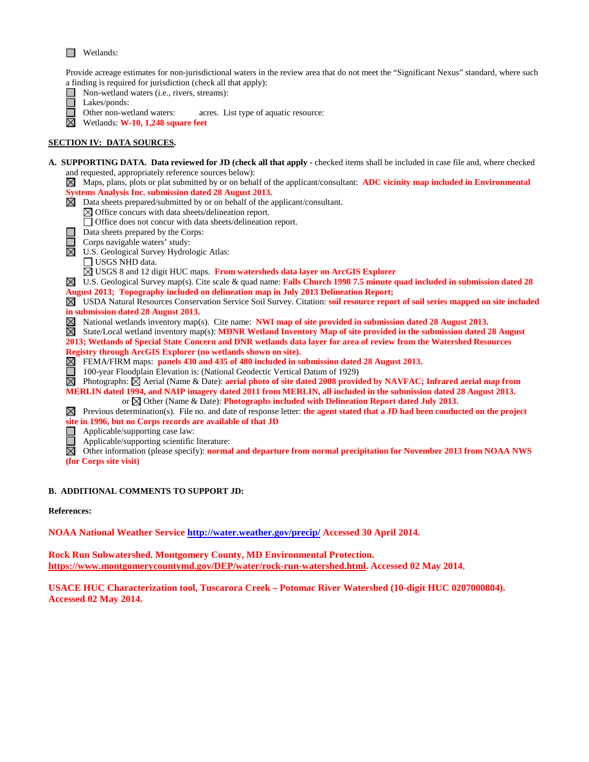☐ Wetlands:

Provide acreage estimates for non-jurisdictional waters in the review area that do not meet the "Significant Nexus" standard, where such a finding is required for jurisdiction (check all that apply):

☐ Non-wetland waters (i.e., rivers, streams):
☐ Lakes/ponds:
☐ Other non-wetland waters: acres. List type of aquatic resource:
☒ Wetlands: **W-10, 1,248 square feet**

**SECTION IV: DATA SOURCES.**

**A. SUPPORTING DATA. Data reviewed for JD (check all that apply** - checked items shall be included in case file and, where checked and requested, appropriately reference sources below):

☒ Maps, plans, plots or plat submitted by or on behalf of the applicant/consultant: **ADC vicinity map included in Environmental Systems Analysis Inc. submission dated 28 August 2013.**
☒ Data sheets prepared/submitted by or on behalf of the applicant/consultant.
  ☒ Office concurs with data sheets/delineation report.
  ☐ Office does not concur with data sheets/delineation report.
☐ Data sheets prepared by the Corps:
☐ Corps navigable waters' study:
☒ U.S. Geological Survey Hydrologic Atlas:
  ☐ USGS NHD data.
  ☒ USGS 8 and 12 digit HUC maps. **From watersheds data layer on ArcGIS Explorer**
☒ U.S. Geological Survey map(s). Cite scale & quad name: **Falls Church 1998 7.5 minute quad included in submission dated 28 August 2013; Topography included on delineation map in July 2013 Delineation Report;**
☒ USDA Natural Resources Conservation Service Soil Survey. Citation: **soil resource report of soil series mapped on site included in submission dated 28 August 2013.**
☒ National wetlands inventory map(s). Cite name: **NWI map of site provided in submission dated 28 August 2013.**
☒ State/Local wetland inventory map(s): **MDNR Wetland Inventory Map of site provided in the submission dated 28 August 2013; Wetlands of Special State Concern and DNR wetlands data layer for area of review from the Watershed Resources Registry through ArcGIS Explorer (no wetlands shown on site).**
☒ FEMA/FIRM maps: **panels 430 and 435 of 480 included in submission dated 28 August 2013.**
☐ 100-year Floodplain Elevation is: (National Geodectic Vertical Datum of 1929)
☒ Photographs: ☒ Aerial (Name & Date): **aerial photo of site dated 2008 provided by NAVFAC; Infrared aerial map from MERLIN dated 1994, and NAIP imagery dated 2011 from MERLIN, all included in the submission dated 28 August 2013.**
  or ☒ Other (Name & Date): **Photographs included with Delineation Report dated July 2013.**
☒ Previous determination(s). File no. and date of response letter: **the agent stated that a JD had been conducted on the project site in 1996, but no Corps records are available of that JD**
☐ Applicable/supporting case law:
☐ Applicable/supporting scientific literature:
☒ Other information (please specify): **normal and departure from normal precipitation for November 2013 from NOAA NWS (for Corps site visit)**

**B. ADDITIONAL COMMENTS TO SUPPORT JD:**

**References:**

**NOAA National Weather Service http://water.weather.gov/precip/ Accessed 30 April 2014.**

**Rock Run Subwatershed. Montgomery County, MD Environmental Protection. https://www.montgomerycountymd.gov/DEP/water/rock-run-watershed.html. Accessed 02 May 2014.**

**USACE HUC Characterization tool, Tuscarora Creek – Potomac River Watershed (10-digit HUC 0207000804). Accessed 02 May 2014.**